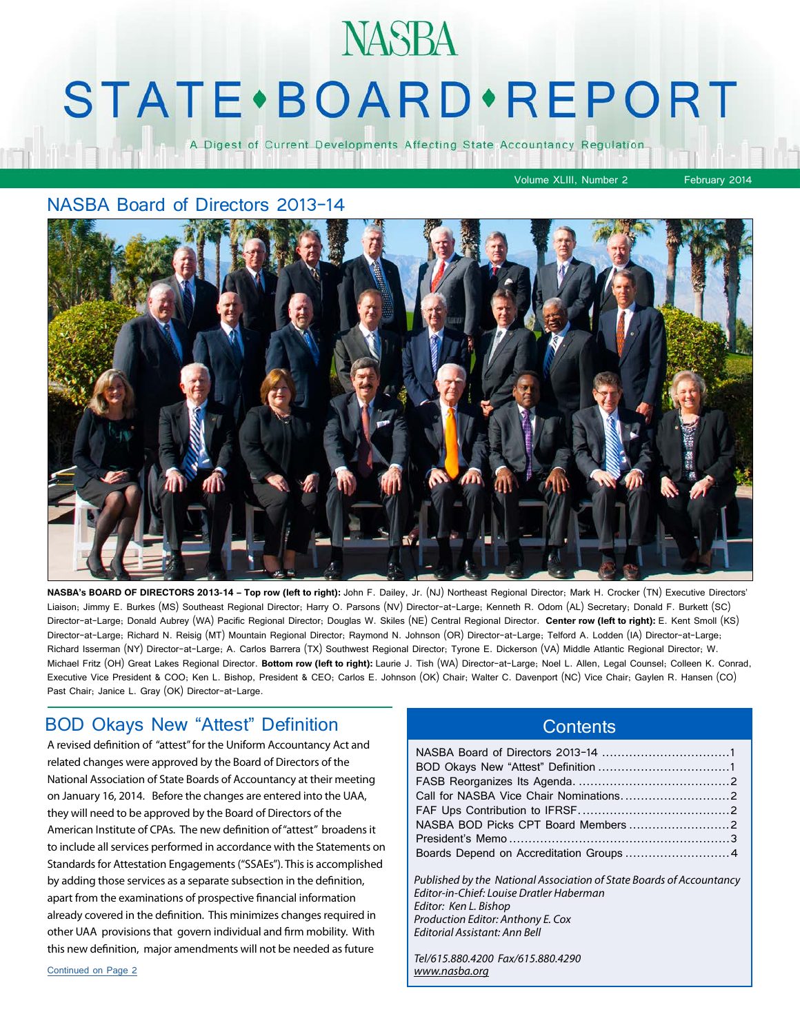# NASBA STATE • BOARD • REPORT

A Digest of Current Developments Affecting State Accountancy Regulation

Volume XLIII, Number 2 — February 2014

## NASBA Board of Directors 2013-14

**NASBA's BOARD OF DIRECTORS 2013-14 – Top row (left to right):** John F. Dailey, Jr. (NJ) Northeast Regional Director; Mark H. Crocker (TN) Executive Directors' Liaison; Jimmy E. Burkes (MS) Southeast Regional Director; Harry O. Parsons (NV) Director-at-Large; Kenneth R. Odom (AL) Secretary; Donald F. Burkett (SC) Director-at-Large; Donald Aubrey (WA) Pacific Regional Director; Douglas W. Skiles (NE) Central Regional Director. **Center row (left to right):** E. Kent Smoll (KS) Director-at-Large; Richard N. Reisig (MT) Mountain Regional Director; Raymond N. Johnson (OR) Director-at-Large; Telford A. Lodden (IA) Director-at-Large; Richard Isserman (NY) Director-at-Large; A. Carlos Barrera (TX) Southwest Regional Director; Tyrone E. Dickerson (VA) Middle Atlantic Regional Director; W. Michael Fritz (OH) Great Lakes Regional Director. **Bottom row (left to right):** Laurie J. Tish (WA) Director-at-Large; Noel L. Allen, Legal Counsel; Colleen K. Conrad, Executive Vice President & COO; Ken L. Bishop, President & CEO; Carlos E. Johnson (OK) Chair; Walter C. Davenport (NC) Vice Chair; Gaylen R. Hansen (CO) Past Chair; Janice L. Gray (OK) Director-at-Large.

## BOD Okays New "Attest" Definition

A revised definition of "attest" for the Uniform Accountancy Act and related changes were approved by the Board of Directors of the National Association of State Boards of Accountancy at their meeting on January 16, 2014. Before the changes are entered into the UAA, they will need to be approved by the Board of Directors of the American Institute of CPAs. The new definition of "attest" broadens it to include all services performed in accordance with the Statements on Standards for Attestation Engagements ("SSAEs"). This is accomplished by adding those services as a separate subsection in the definition, apart from the examinations of prospective financial information already covered in the definition. This minimizes changes required in other UAA provisions that govern individual and firm mobility. With this new definition, major amendments will not be needed as future

Continued on Page 2

## Contents

- NASBA Board of Directors 2013-14 .................................1
- BOD Okays New "Attest" Definition .................................1
- FASB Reorganizes Its Agenda. .......................................2
- Call for NASBA Vice Chair Nominations. ...........................2
- FAF Ups Contribution to IFRSF. .......................................2
- NASBA BOD Picks CPT Board Members ..........................2
- President's Memo ........................................................3
- Boards Depend on Accreditation Groups ...........................4

*Published by the National Association of State Boards of Accountancy*
*Editor-in-Chief: Louise Dratler Haberman*
*Editor: Ken L. Bishop*
*Production Editor: Anthony E. Cox*
*Editorial Assistant: Ann Bell*

*Tel/615.880.4200 Fax/615.880.4290*
*www.nasba.org*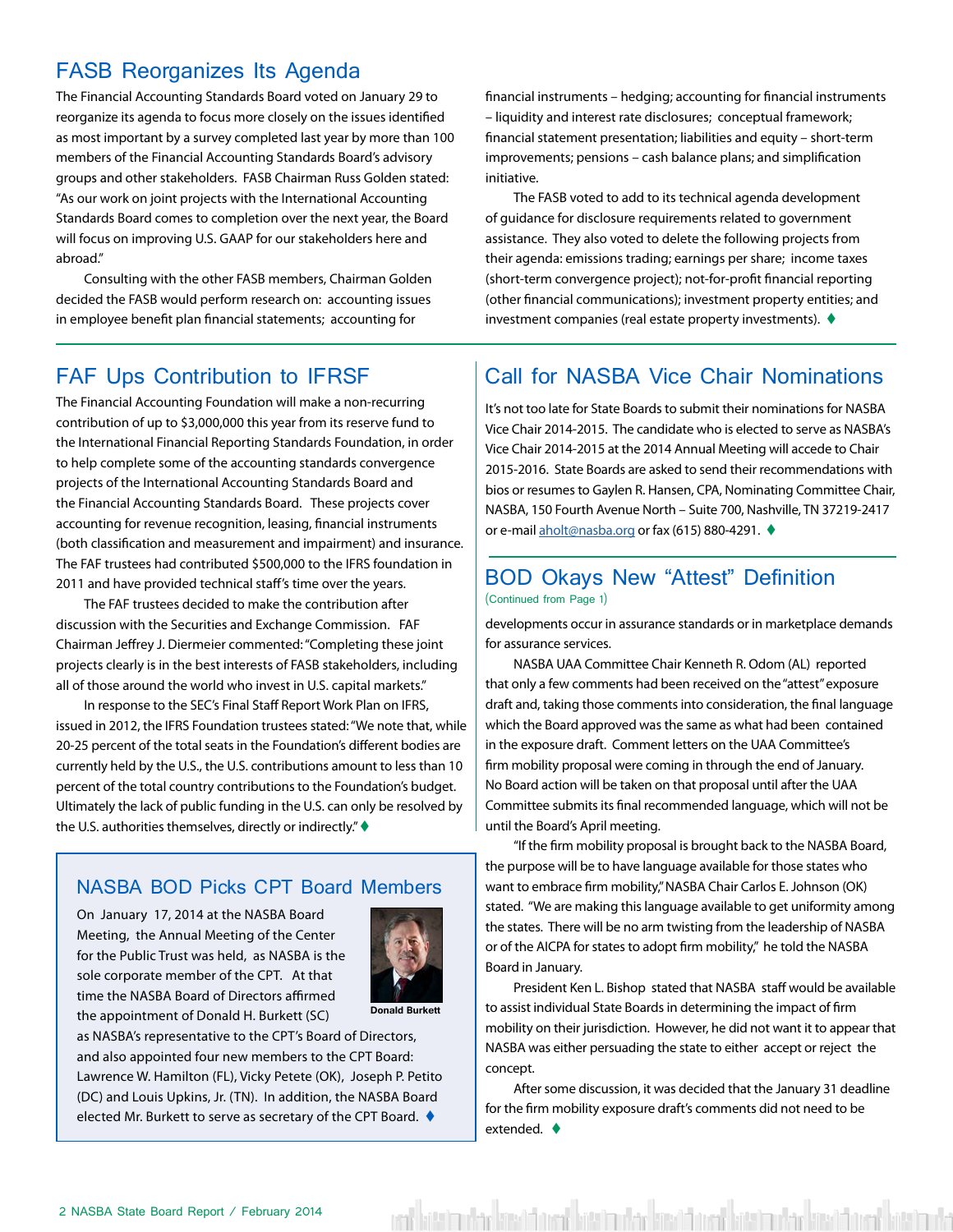## FASB Reorganizes Its Agenda

The Financial Accounting Standards Board voted on January 29 to reorganize its agenda to focus more closely on the issues identified as most important by a survey completed last year by more than 100 members of the Financial Accounting Standards Board's advisory groups and other stakeholders. FASB Chairman Russ Golden stated: "As our work on joint projects with the International Accounting Standards Board comes to completion over the next year, the Board will focus on improving U.S. GAAP for our stakeholders here and abroad."

Consulting with the other FASB members, Chairman Golden decided the FASB would perform research on: accounting issues in employee benefit plan financial statements; accounting for financial instruments – hedging; accounting for financial instruments – liquidity and interest rate disclosures; conceptual framework; financial statement presentation; liabilities and equity – short-term improvements; pensions – cash balance plans; and simplification initiative.

The FASB voted to add to its technical agenda development of guidance for disclosure requirements related to government assistance. They also voted to delete the following projects from their agenda: emissions trading; earnings per share; income taxes (short-term convergence project); not-for-profit financial reporting (other financial communications); investment property entities; and investment companies (real estate property investments). ♦

## FAF Ups Contribution to IFRSF

The Financial Accounting Foundation will make a non-recurring contribution of up to $3,000,000 this year from its reserve fund to the International Financial Reporting Standards Foundation, in order to help complete some of the accounting standards convergence projects of the International Accounting Standards Board and the Financial Accounting Standards Board. These projects cover accounting for revenue recognition, leasing, financial instruments (both classification and measurement and impairment) and insurance. The FAF trustees had contributed $500,000 to the IFRS foundation in 2011 and have provided technical staff's time over the years.

The FAF trustees decided to make the contribution after discussion with the Securities and Exchange Commission. FAF Chairman Jeffrey J. Diermeier commented: "Completing these joint projects clearly is in the best interests of FASB stakeholders, including all of those around the world who invest in U.S. capital markets."

In response to the SEC's Final Staff Report Work Plan on IFRS, issued in 2012, the IFRS Foundation trustees stated: "We note that, while 20-25 percent of the total seats in the Foundation's different bodies are currently held by the U.S., the U.S. contributions amount to less than 10 percent of the total country contributions to the Foundation's budget. Ultimately the lack of public funding in the U.S. can only be resolved by the U.S. authorities themselves, directly or indirectly." ♦

## NASBA BOD Picks CPT Board Members

On January 17, 2014 at the NASBA Board Meeting, the Annual Meeting of the Center for the Public Trust was held, as NASBA is the sole corporate member of the CPT. At that time the NASBA Board of Directors affirmed the appointment of Donald H. Burkett (SC) as NASBA's representative to the CPT's Board of Directors, and also appointed four new members to the CPT Board: Lawrence W. Hamilton (FL), Vicky Petete (OK), Joseph P. Petito (DC) and Louis Upkins, Jr. (TN). In addition, the NASBA Board elected Mr. Burkett to serve as secretary of the CPT Board. ♦

Donald Burkett

## Call for NASBA Vice Chair Nominations

It's not too late for State Boards to submit their nominations for NASBA Vice Chair 2014-2015. The candidate who is elected to serve as NASBA's Vice Chair 2014-2015 at the 2014 Annual Meeting will accede to Chair 2015-2016. State Boards are asked to send their recommendations with bios or resumes to Gaylen R. Hansen, CPA, Nominating Committee Chair, NASBA, 150 Fourth Avenue North – Suite 700, Nashville, TN 37219-2417 or e-mail aholt@nasba.org or fax (615) 880-4291. ♦

## BOD Okays New "Attest" Definition

(Continued from Page 1)

developments occur in assurance standards or in marketplace demands for assurance services.

NASBA UAA Committee Chair Kenneth R. Odom (AL) reported that only a few comments had been received on the "attest" exposure draft and, taking those comments into consideration, the final language which the Board approved was the same as what had been contained in the exposure draft. Comment letters on the UAA Committee's firm mobility proposal were coming in through the end of January. No Board action will be taken on that proposal until after the UAA Committee submits its final recommended language, which will not be until the Board's April meeting.

"If the firm mobility proposal is brought back to the NASBA Board, the purpose will be to have language available for those states who want to embrace firm mobility," NASBA Chair Carlos E. Johnson (OK) stated. "We are making this language available to get uniformity among the states. There will be no arm twisting from the leadership of NASBA or of the AICPA for states to adopt firm mobility," he told the NASBA Board in January.

President Ken L. Bishop stated that NASBA staff would be available to assist individual State Boards in determining the impact of firm mobility on their jurisdiction. However, he did not want it to appear that NASBA was either persuading the state to either accept or reject the concept.

After some discussion, it was decided that the January 31 deadline for the firm mobility exposure draft's comments did not need to be extended. ♦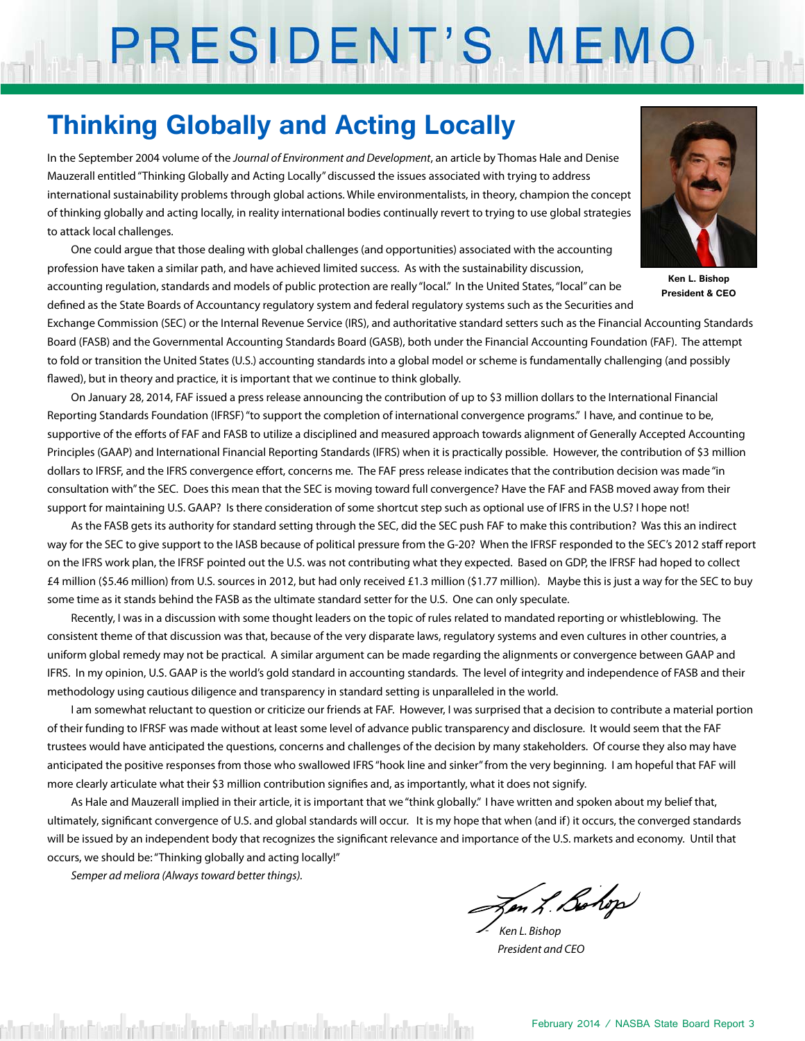# PRESIDENT'S MEMO

## Thinking Globally and Acting Locally

Ken L. Bishop
President & CEO

In the September 2004 volume of the *Journal of Environment and Development*, an article by Thomas Hale and Denise Mauzerall entitled "Thinking Globally and Acting Locally" discussed the issues associated with trying to address international sustainability problems through global actions. While environmentalists, in theory, champion the concept of thinking globally and acting locally, in reality international bodies continually revert to trying to use global strategies to attack local challenges.

One could argue that those dealing with global challenges (and opportunities) associated with the accounting profession have taken a similar path, and have achieved limited success. As with the sustainability discussion, accounting regulation, standards and models of public protection are really "local." In the United States, "local" can be defined as the State Boards of Accountancy regulatory system and federal regulatory systems such as the Securities and Exchange Commission (SEC) or the Internal Revenue Service (IRS), and authoritative standard setters such as the Financial Accounting Standards Board (FASB) and the Governmental Accounting Standards Board (GASB), both under the Financial Accounting Foundation (FAF). The attempt to fold or transition the United States (U.S.) accounting standards into a global model or scheme is fundamentally challenging (and possibly flawed), but in theory and practice, it is important that we continue to think globally.

On January 28, 2014, FAF issued a press release announcing the contribution of up to $3 million dollars to the International Financial Reporting Standards Foundation (IFRSF) "to support the completion of international convergence programs." I have, and continue to be, supportive of the efforts of FAF and FASB to utilize a disciplined and measured approach towards alignment of Generally Accepted Accounting Principles (GAAP) and International Financial Reporting Standards (IFRS) when it is practically possible. However, the contribution of $3 million dollars to IFRSF, and the IFRS convergence effort, concerns me. The FAF press release indicates that the contribution decision was made "in consultation with" the SEC. Does this mean that the SEC is moving toward full convergence? Have the FAF and FASB moved away from their support for maintaining U.S. GAAP? Is there consideration of some shortcut step such as optional use of IFRS in the U.S? I hope not!

As the FASB gets its authority for standard setting through the SEC, did the SEC push FAF to make this contribution? Was this an indirect way for the SEC to give support to the IASB because of political pressure from the G-20? When the IFRSF responded to the SEC's 2012 staff report on the IFRS work plan, the IFRSF pointed out the U.S. was not contributing what they expected. Based on GDP, the IFRSF had hoped to collect £4 million ($5.46 million) from U.S. sources in 2012, but had only received £1.3 million ($1.77 million). Maybe this is just a way for the SEC to buy some time as it stands behind the FASB as the ultimate standard setter for the U.S. One can only speculate.

Recently, I was in a discussion with some thought leaders on the topic of rules related to mandated reporting or whistleblowing. The consistent theme of that discussion was that, because of the very disparate laws, regulatory systems and even cultures in other countries, a uniform global remedy may not be practical. A similar argument can be made regarding the alignments or convergence between GAAP and IFRS. In my opinion, U.S. GAAP is the world's gold standard in accounting standards. The level of integrity and independence of FASB and their methodology using cautious diligence and transparency in standard setting is unparalleled in the world.

I am somewhat reluctant to question or criticize our friends at FAF. However, I was surprised that a decision to contribute a material portion of their funding to IFRSF was made without at least some level of advance public transparency and disclosure. It would seem that the FAF trustees would have anticipated the questions, concerns and challenges of the decision by many stakeholders. Of course they also may have anticipated the positive responses from those who swallowed IFRS "hook line and sinker" from the very beginning. I am hopeful that FAF will more clearly articulate what their $3 million contribution signifies and, as importantly, what it does not signify.

As Hale and Mauzerall implied in their article, it is important that we "think globally." I have written and spoken about my belief that, ultimately, significant convergence of U.S. and global standards will occur. It is my hope that when (and if) it occurs, the converged standards will be issued by an independent body that recognizes the significant relevance and importance of the U.S. markets and economy. Until that occurs, we should be: "Thinking globally and acting locally!"

*Semper ad meliora (Always toward better things).*

*Ken L. Bishop*
*President and CEO*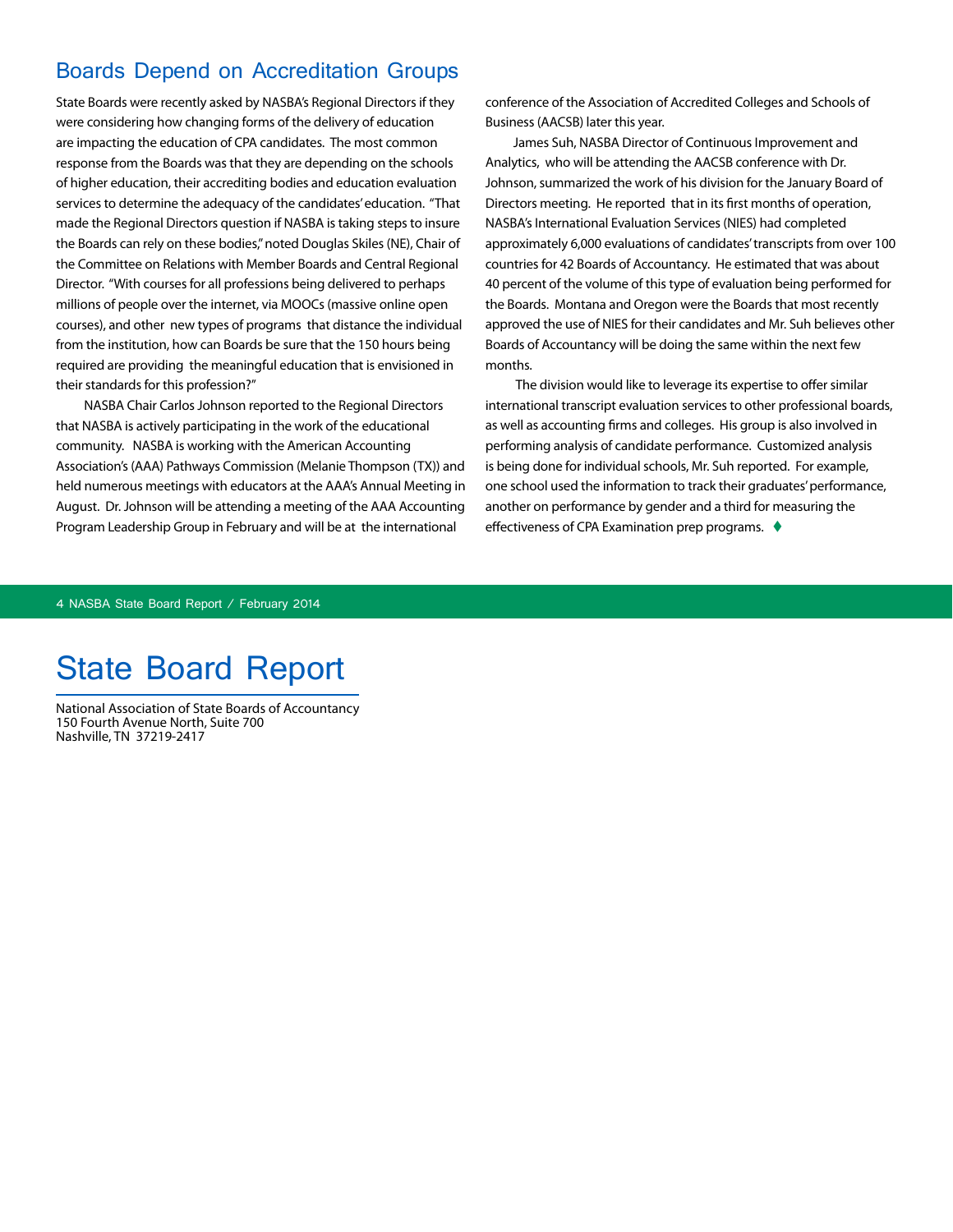## Boards Depend on Accreditation Groups

State Boards were recently asked by NASBA's Regional Directors if they were considering how changing forms of the delivery of education are impacting the education of CPA candidates. The most common response from the Boards was that they are depending on the schools of higher education, their accrediting bodies and education evaluation services to determine the adequacy of the candidates' education. "That made the Regional Directors question if NASBA is taking steps to insure the Boards can rely on these bodies," noted Douglas Skiles (NE), Chair of the Committee on Relations with Member Boards and Central Regional Director. "With courses for all professions being delivered to perhaps millions of people over the internet, via MOOCs (massive online open courses), and other new types of programs that distance the individual from the institution, how can Boards be sure that the 150 hours being required are providing the meaningful education that is envisioned in their standards for this profession?"

NASBA Chair Carlos Johnson reported to the Regional Directors that NASBA is actively participating in the work of the educational community. NASBA is working with the American Accounting Association's (AAA) Pathways Commission (Melanie Thompson (TX)) and held numerous meetings with educators at the AAA's Annual Meeting in August. Dr. Johnson will be attending a meeting of the AAA Accounting Program Leadership Group in February and will be at the international conference of the Association of Accredited Colleges and Schools of Business (AACSB) later this year.

James Suh, NASBA Director of Continuous Improvement and Analytics, who will be attending the AACSB conference with Dr. Johnson, summarized the work of his division for the January Board of Directors meeting. He reported that in its first months of operation, NASBA's International Evaluation Services (NIES) had completed approximately 6,000 evaluations of candidates' transcripts from over 100 countries for 42 Boards of Accountancy. He estimated that was about 40 percent of the volume of this type of evaluation being performed for the Boards. Montana and Oregon were the Boards that most recently approved the use of NIES for their candidates and Mr. Suh believes other Boards of Accountancy will be doing the same within the next few months.

The division would like to leverage its expertise to offer similar international transcript evaluation services to other professional boards, as well as accounting firms and colleges. His group is also involved in performing analysis of candidate performance. Customized analysis is being done for individual schools, Mr. Suh reported. For example, one school used the information to track their graduates' performance, another on performance by gender and a third for measuring the effectiveness of CPA Examination prep programs. ♦

# State Board Report

National Association of State Boards of Accountancy
150 Fourth Avenue North, Suite 700
Nashville, TN 37219-2417